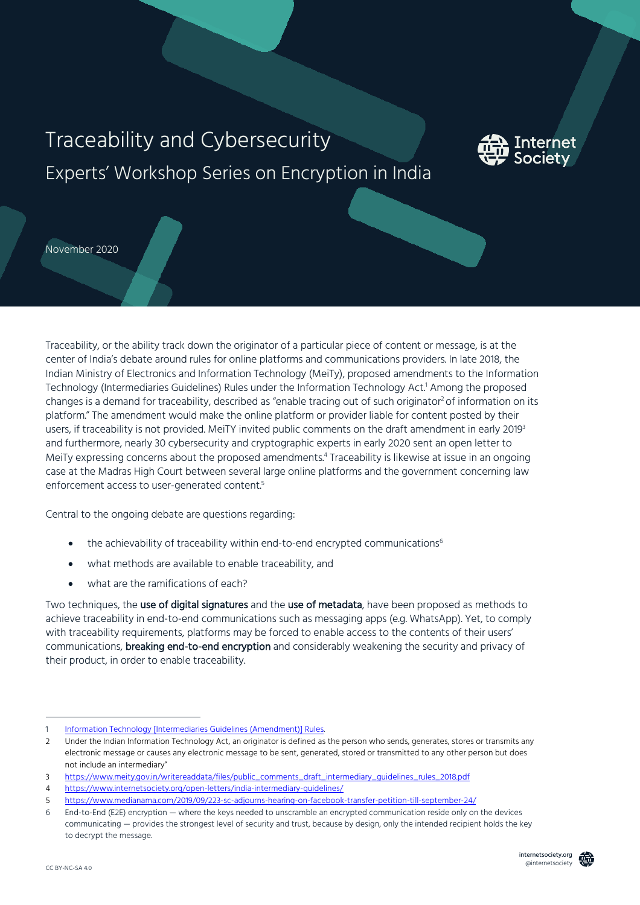# Traceability and Cybersecurity

## Experts' Workshop Series on Encryption in India

November 2020

Traceability, or the ability track down the originator of a particular piece of content or message, is at the center of India's debate around rules for online platforms and communications providers. In late 2018, the Indian Ministry of Electronics and Information Technology (MeiTy), proposed amendments to the Information Technology (Intermediaries Guidelines) Rules under the Information Technology Act.[1] Among the proposed changes is a demand for traceability, described as "enable tracing out of such originator[2] of information on its platform." The amendment would make the online platform or provider liable for content posted by their users, if traceability is not provided. MeiTY invited public comments on the draft amendment in early 2019[3] and furthermore, nearly 30 cybersecurity and cryptographic experts in early 2020 sent an open letter to MeiTy expressing concerns about the proposed amendments.[4] Traceability is likewise at issue in an ongoing case at the Madras High Court between several large online platforms and the government concerning law enforcement access to user-generated content.[5]

Central to the ongoing debate are questions regarding:

- the achievability of traceability within end-to-end encrypted communications[6]
- what methods are available to enable traceability, and
- what are the ramifications of each?

Two techniques, the **use of digital signatures** and the **use of metadata**, have been proposed as methods to achieve traceability in end-to-end communications such as messaging apps (e.g. WhatsApp). Yet, to comply with traceability requirements, platforms may be forced to enable access to the contents of their users' communications, **breaking end-to-end encryption** and considerably weakening the security and privacy of their product, in order to enable traceability.

---

1 Information Technology [Intermediaries Guidelines (Amendment)] Rules.

2 Under the Indian Information Technology Act, an originator is defined as the person who sends, generates, stores or transmits any electronic message or causes any electronic message to be sent, generated, stored or transmitted to any other person but does not include an intermediary"

3 https://www.meity.gov.in/writereaddata/files/public_comments_draft_intermediary_guidelines_rules_2018.pdf

4 https://www.internetsociety.org/open-letters/india-intermediary-guidelines/

5 https://www.medianama.com/2019/09/223-sc-adjourns-hearing-on-facebook-transfer-petition-till-september-24/

6 End-to-End (E2E) encryption — where the keys needed to unscramble an encrypted communication reside only on the devices communicating — provides the strongest level of security and trust, because by design, only the intended recipient holds the key to decrypt the message.

CC BY-NC-SA 4.0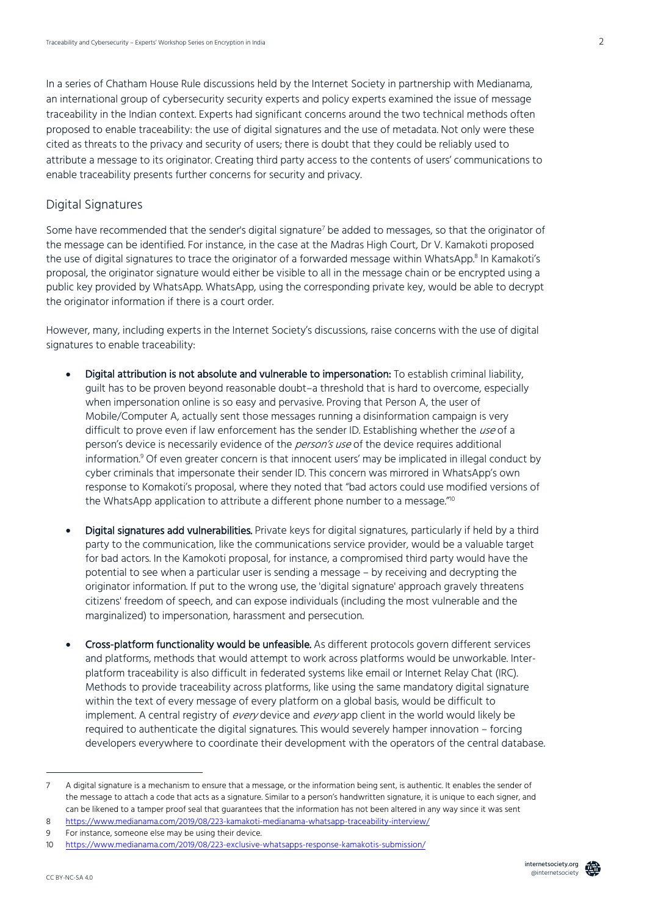In a series of Chatham House Rule discussions held by the Internet Society in partnership with Medianama, an international group of cybersecurity security experts and policy experts examined the issue of message traceability in the Indian context. Experts had significant concerns around the two technical methods often proposed to enable traceability: the use of digital signatures and the use of metadata. Not only were these cited as threats to the privacy and security of users; there is doubt that they could be reliably used to attribute a message to its originator. Creating third party access to the contents of users' communications to enable traceability presents further concerns for security and privacy.

## Digital Signatures

Some have recommended that the sender's digital signature[7] be added to messages, so that the originator of the message can be identified. For instance, in the case at the Madras High Court, Dr V. Kamakoti proposed the use of digital signatures to trace the originator of a forwarded message within WhatsApp.[8] In Kamakoti's proposal, the originator signature would either be visible to all in the message chain or be encrypted using a public key provided by WhatsApp. WhatsApp, using the corresponding private key, would be able to decrypt the originator information if there is a court order.

However, many, including experts in the Internet Society's discussions, raise concerns with the use of digital signatures to enable traceability:

- **Digital attribution is not absolute and vulnerable to impersonation:** To establish criminal liability, guilt has to be proven beyond reasonable doubt–a threshold that is hard to overcome, especially when impersonation online is so easy and pervasive. Proving that Person A, the user of Mobile/Computer A, actually sent those messages running a disinformation campaign is very difficult to prove even if law enforcement has the sender ID. Establishing whether the *use* of a person's device is necessarily evidence of the *person's use* of the device requires additional information.[9] Of even greater concern is that innocent users' may be implicated in illegal conduct by cyber criminals that impersonate their sender ID. This concern was mirrored in WhatsApp's own response to Komakoti's proposal, where they noted that "bad actors could use modified versions of the WhatsApp application to attribute a different phone number to a message."[10]

- **Digital signatures add vulnerabilities.** Private keys for digital signatures, particularly if held by a third party to the communication, like the communications service provider, would be a valuable target for bad actors. In the Kamokoti proposal, for instance, a compromised third party would have the potential to see when a particular user is sending a message – by receiving and decrypting the originator information. If put to the wrong use, the 'digital signature' approach gravely threatens citizens' freedom of speech, and can expose individuals (including the most vulnerable and the marginalized) to impersonation, harassment and persecution.

- **Cross-platform functionality would be unfeasible.** As different protocols govern different services and platforms, methods that would attempt to work across platforms would be unworkable. Inter-platform traceability is also difficult in federated systems like email or Internet Relay Chat (IRC). Methods to provide traceability across platforms, like using the same mandatory digital signature within the text of every message of every platform on a global basis, would be difficult to implement. A central registry of *every* device and *every* app client in the world would likely be required to authenticate the digital signatures. This would severely hamper innovation – forcing developers everywhere to coordinate their development with the operators of the central database.

---

7 A digital signature is a mechanism to ensure that a message, or the information being sent, is authentic. It enables the sender of the message to attach a code that acts as a signature. Similar to a person's handwritten signature, it is unique to each signer, and can be likened to a tamper proof seal that guarantees that the information has not been altered in any way since it was sent

8 https://www.medianama.com/2019/08/223-kamakoti-medianama-whatsapp-traceability-interview/

9 For instance, someone else may be using their device.

10 https://www.medianama.com/2019/08/223-exclusive-whatsapps-response-kamakotis-submission/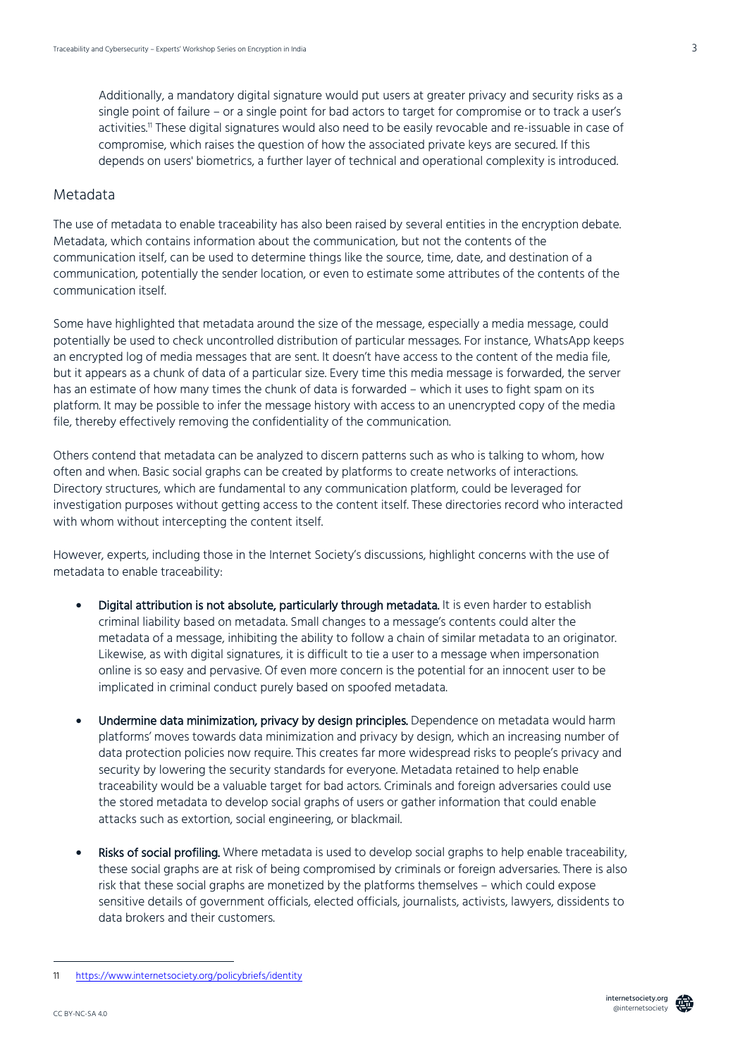Additionally, a mandatory digital signature would put users at greater privacy and security risks as a single point of failure – or a single point for bad actors to target for compromise or to track a user's activities.[11] These digital signatures would also need to be easily revocable and re-issuable in case of compromise, which raises the question of how the associated private keys are secured. If this depends on users' biometrics, a further layer of technical and operational complexity is introduced.

## Metadata

The use of metadata to enable traceability has also been raised by several entities in the encryption debate. Metadata, which contains information about the communication, but not the contents of the communication itself, can be used to determine things like the source, time, date, and destination of a communication, potentially the sender location, or even to estimate some attributes of the contents of the communication itself.

Some have highlighted that metadata around the size of the message, especially a media message, could potentially be used to check uncontrolled distribution of particular messages. For instance, WhatsApp keeps an encrypted log of media messages that are sent. It doesn't have access to the content of the media file, but it appears as a chunk of data of a particular size. Every time this media message is forwarded, the server has an estimate of how many times the chunk of data is forwarded – which it uses to fight spam on its platform. It may be possible to infer the message history with access to an unencrypted copy of the media file, thereby effectively removing the confidentiality of the communication.

Others contend that metadata can be analyzed to discern patterns such as who is talking to whom, how often and when. Basic social graphs can be created by platforms to create networks of interactions. Directory structures, which are fundamental to any communication platform, could be leveraged for investigation purposes without getting access to the content itself. These directories record who interacted with whom without intercepting the content itself.

However, experts, including those in the Internet Society's discussions, highlight concerns with the use of metadata to enable traceability:

- **Digital attribution is not absolute, particularly through metadata.** It is even harder to establish criminal liability based on metadata. Small changes to a message's contents could alter the metadata of a message, inhibiting the ability to follow a chain of similar metadata to an originator. Likewise, as with digital signatures, it is difficult to tie a user to a message when impersonation online is so easy and pervasive. Of even more concern is the potential for an innocent user to be implicated in criminal conduct purely based on spoofed metadata.

- **Undermine data minimization, privacy by design principles.** Dependence on metadata would harm platforms' moves towards data minimization and privacy by design, which an increasing number of data protection policies now require. This creates far more widespread risks to people's privacy and security by lowering the security standards for everyone. Metadata retained to help enable traceability would be a valuable target for bad actors. Criminals and foreign adversaries could use the stored metadata to develop social graphs of users or gather information that could enable attacks such as extortion, social engineering, or blackmail.

- **Risks of social profiling.** Where metadata is used to develop social graphs to help enable traceability, these social graphs are at risk of being compromised by criminals or foreign adversaries. There is also risk that these social graphs are monetized by the platforms themselves – which could expose sensitive details of government officials, elected officials, journalists, activists, lawyers, dissidents to data brokers and their customers.

---

11 https://www.internetsociety.org/policybriefs/identity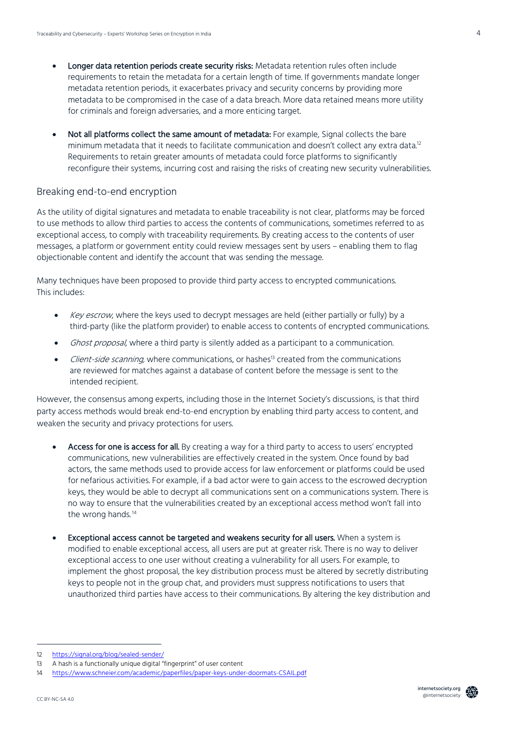- **Longer data retention periods create security risks:** Metadata retention rules often include requirements to retain the metadata for a certain length of time. If governments mandate longer metadata retention periods, it exacerbates privacy and security concerns by providing more metadata to be compromised in the case of a data breach. More data retained means more utility for criminals and foreign adversaries, and a more enticing target.

- **Not all platforms collect the same amount of metadata:** For example, Signal collects the bare minimum metadata that it needs to facilitate communication and doesn't collect any extra data.[12] Requirements to retain greater amounts of metadata could force platforms to significantly reconfigure their systems, incurring cost and raising the risks of creating new security vulnerabilities.

## Breaking end-to-end encryption

As the utility of digital signatures and metadata to enable traceability is not clear, platforms may be forced to use methods to allow third parties to access the contents of communications, sometimes referred to as exceptional access, to comply with traceability requirements. By creating access to the contents of user messages, a platform or government entity could review messages sent by users – enabling them to flag objectionable content and identify the account that was sending the message.

Many techniques have been proposed to provide third party access to encrypted communications. This includes:

- *Key escrow*, where the keys used to decrypt messages are held (either partially or fully) by a third-party (like the platform provider) to enable access to contents of encrypted communications.
- *Ghost proposal*, where a third party is silently added as a participant to a communication.
- *Client-side scanning*, where communications, or hashes[13] created from the communications are reviewed for matches against a database of content before the message is sent to the intended recipient.

However, the consensus among experts, including those in the Internet Society's discussions, is that third party access methods would break end-to-end encryption by enabling third party access to content, and weaken the security and privacy protections for users.

- **Access for one is access for all.** By creating a way for a third party to access to users' encrypted communications, new vulnerabilities are effectively created in the system. Once found by bad actors, the same methods used to provide access for law enforcement or platforms could be used for nefarious activities. For example, if a bad actor were to gain access to the escrowed decryption keys, they would be able to decrypt all communications sent on a communications system. There is no way to ensure that the vulnerabilities created by an exceptional access method won't fall into the wrong hands.[14]

- **Exceptional access cannot be targeted and weakens security for all users.** When a system is modified to enable exceptional access, all users are put at greater risk. There is no way to deliver exceptional access to one user without creating a vulnerability for all users. For example, to implement the ghost proposal, the key distribution process must be altered by secretly distributing keys to people not in the group chat, and providers must suppress notifications to users that unauthorized third parties have access to their communications. By altering the key distribution and

---

12 https://signal.org/blog/sealed-sender/

13 A hash is a functionally unique digital "fingerprint" of user content

14 https://www.schneier.com/academic/paperfiles/paper-keys-under-doormats-CSAIL.pdf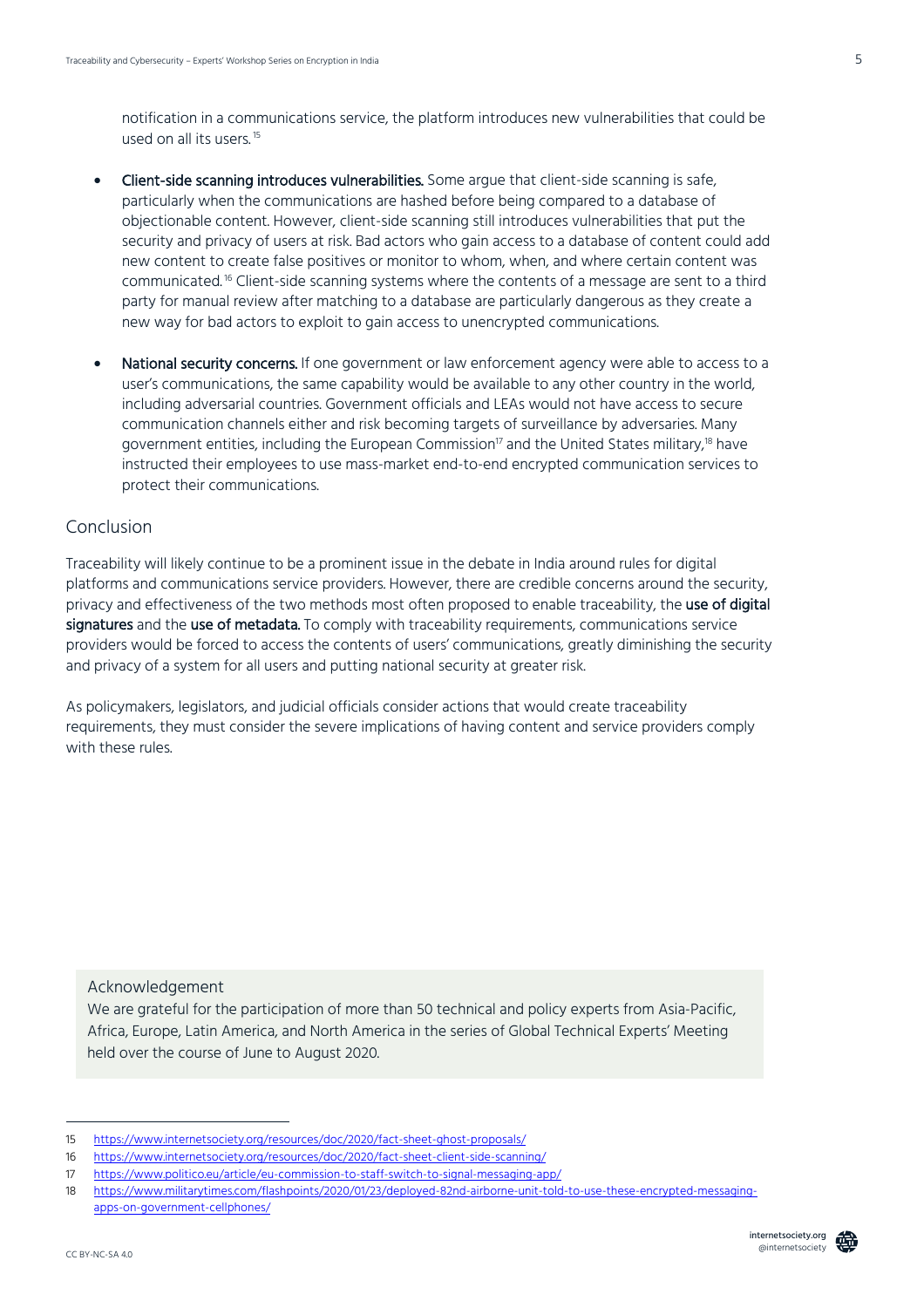notification in a communications service, the platform introduces new vulnerabilities that could be used on all its users.[15]

- **Client-side scanning introduces vulnerabilities.** Some argue that client-side scanning is safe, particularly when the communications are hashed before being compared to a database of objectionable content. However, client-side scanning still introduces vulnerabilities that put the security and privacy of users at risk. Bad actors who gain access to a database of content could add new content to create false positives or monitor to whom, when, and where certain content was communicated.[16] Client-side scanning systems where the contents of a message are sent to a third party for manual review after matching to a database are particularly dangerous as they create a new way for bad actors to exploit to gain access to unencrypted communications.

- **National security concerns.** If one government or law enforcement agency were able to access to a user's communications, the same capability would be available to any other country in the world, including adversarial countries. Government officials and LEAs would not have access to secure communication channels either and risk becoming targets of surveillance by adversaries. Many government entities, including the European Commission[17] and the United States military,[18] have instructed their employees to use mass-market end-to-end encrypted communication services to protect their communications.

## Conclusion

Traceability will likely continue to be a prominent issue in the debate in India around rules for digital platforms and communications service providers. However, there are credible concerns around the security, privacy and effectiveness of the two methods most often proposed to enable traceability, the **use of digital signatures** and the **use of metadata.** To comply with traceability requirements, communications service providers would be forced to access the contents of users' communications, greatly diminishing the security and privacy of a system for all users and putting national security at greater risk.

As policymakers, legislators, and judicial officials consider actions that would create traceability requirements, they must consider the severe implications of having content and service providers comply with these rules.

### Acknowledgement

We are grateful for the participation of more than 50 technical and policy experts from Asia-Pacific, Africa, Europe, Latin America, and North America in the series of Global Technical Experts' Meeting held over the course of June to August 2020.

---

15 https://www.internetsociety.org/resources/doc/2020/fact-sheet-ghost-proposals/

16 https://www.internetsociety.org/resources/doc/2020/fact-sheet-client-side-scanning/

17 https://www.politico.eu/article/eu-commission-to-staff-switch-to-signal-messaging-app/

18 https://www.militarytimes.com/flashpoints/2020/01/23/deployed-82nd-airborne-unit-told-to-use-these-encrypted-messaging-apps-on-government-cellphones/

CC BY-NC-SA 4.0